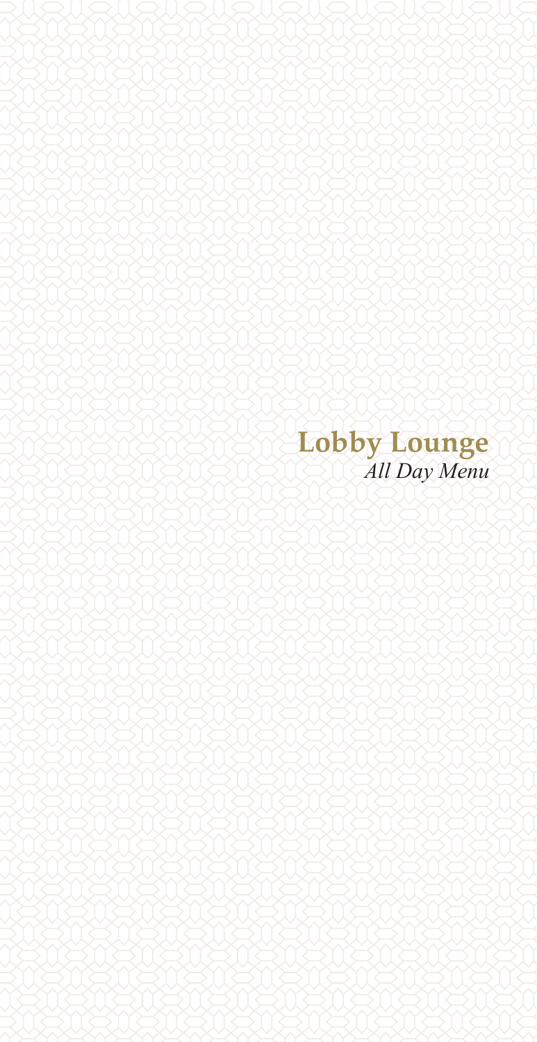# Lobby Lounge

*All Day Menu*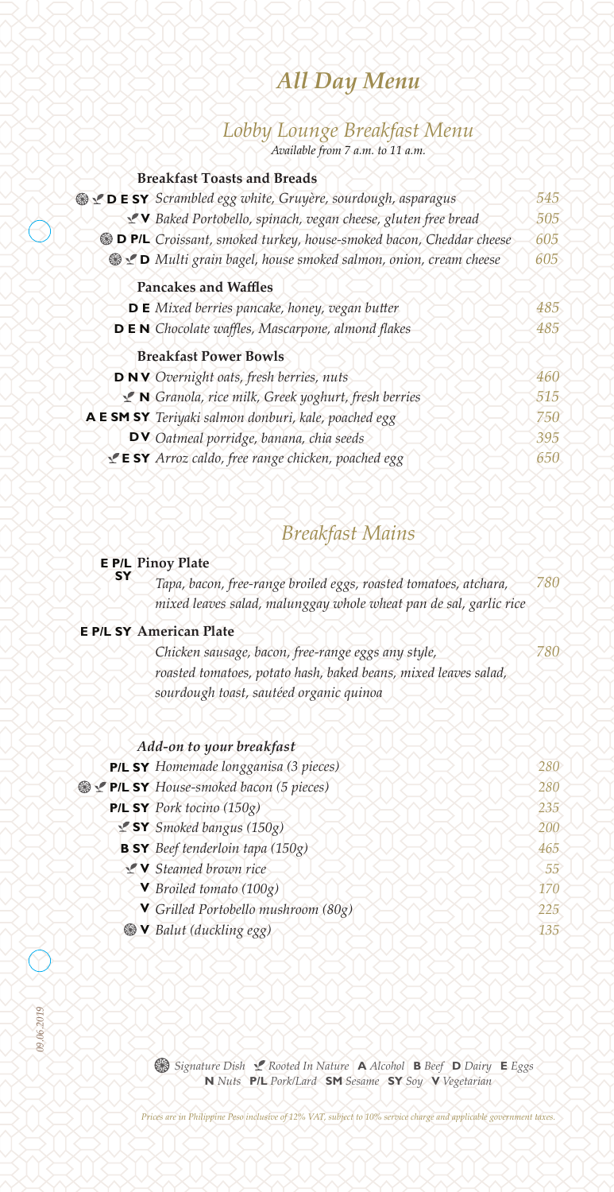# *All Day Menu*

## *Lobby Lounge Breakfast Menu*

*Available from 7 a.m. to 11 a.m.*

### Breakfast Toasts and Breads

| Tags | Item | Price |
|---|---|---|
| ❁ ✔ D E SY | *Scrambled egg white, Gruyère, sourdough, asparagus* | *545* |
| ✔ V | *Baked Portobello, spinach, vegan cheese, gluten free bread* | *505* |
| ❁ D P/L | *Croissant, smoked turkey, house-smoked bacon, Cheddar cheese* | *605* |
| ❁ ✔ D | *Multi grain bagel, house smoked salmon, onion, cream cheese* | *605* |

### Pancakes and Waffles

| Tags | Item | Price |
|---|---|---|
| D E | *Mixed berries pancake, honey, vegan butter* | *485* |
| D E N | *Chocolate waffles, Mascarpone, almond flakes* | *485* |

### Breakfast Power Bowls

| Tags | Item | Price |
|---|---|---|
| D N V | *Overnight oats, fresh berries, nuts* | *460* |
| ✔ N | *Granola, rice milk, Greek yoghurt, fresh berries* | *515* |
| A E SM SY | *Teriyaki salmon donburi, kale, poached egg* | *750* |
| D V | *Oatmeal porridge, banana, chia seeds* | *395* |
| ✔ E SY | *Arroz caldo, free range chicken, poached egg* | *650* |

## *Breakfast Mains*

**E P/L SY Pinoy Plate** — *780*

*Tapa, bacon, free-range broiled eggs, roasted tomatoes, atchara, mixed leaves salad, malunggay whole wheat pan de sal, garlic rice*

**E P/L SY American Plate** — *780*

*Chicken sausage, bacon, free-range eggs any style, roasted tomatoes, potato hash, baked beans, mixed leaves salad, sourdough toast, sautéed organic quinoa*

### *Add-on to your breakfast*

| Tags | Item | Price |
|---|---|---|
| P/L SY | *Homemade longganisa (3 pieces)* | *280* |
| ❁ ✔ P/L SY | *House-smoked bacon (5 pieces)* | *280* |
| P/L SY | *Pork tocino (150g)* | *235* |
| ✔ SY | *Smoked bangus (150g)* | *200* |
| B SY | *Beef tenderloin tapa (150g)* | *465* |
| ✔ V | *Steamed brown rice* | *55* |
| V | *Broiled tomato (100g)* | *170* |
| V | *Grilled Portobello mushroom (80g)* | *225* |
| ❁ V | *Balut (duckling egg)* | *135* |

*09.06.2019*

❁ *Signature Dish* ✔ *Rooted In Nature* | **A** *Alcohol* | **B** *Beef* | **D** *Dairy* | **E** *Eggs* | **N** *Nuts* | **P/L** *Pork/Lard* | **SM** *Sesame* | **SY** *Soy* | **V** *Vegetarian*

*Prices are in Philippine Peso inclusive of 12% VAT, subject to 10% service charge and applicable government taxes.*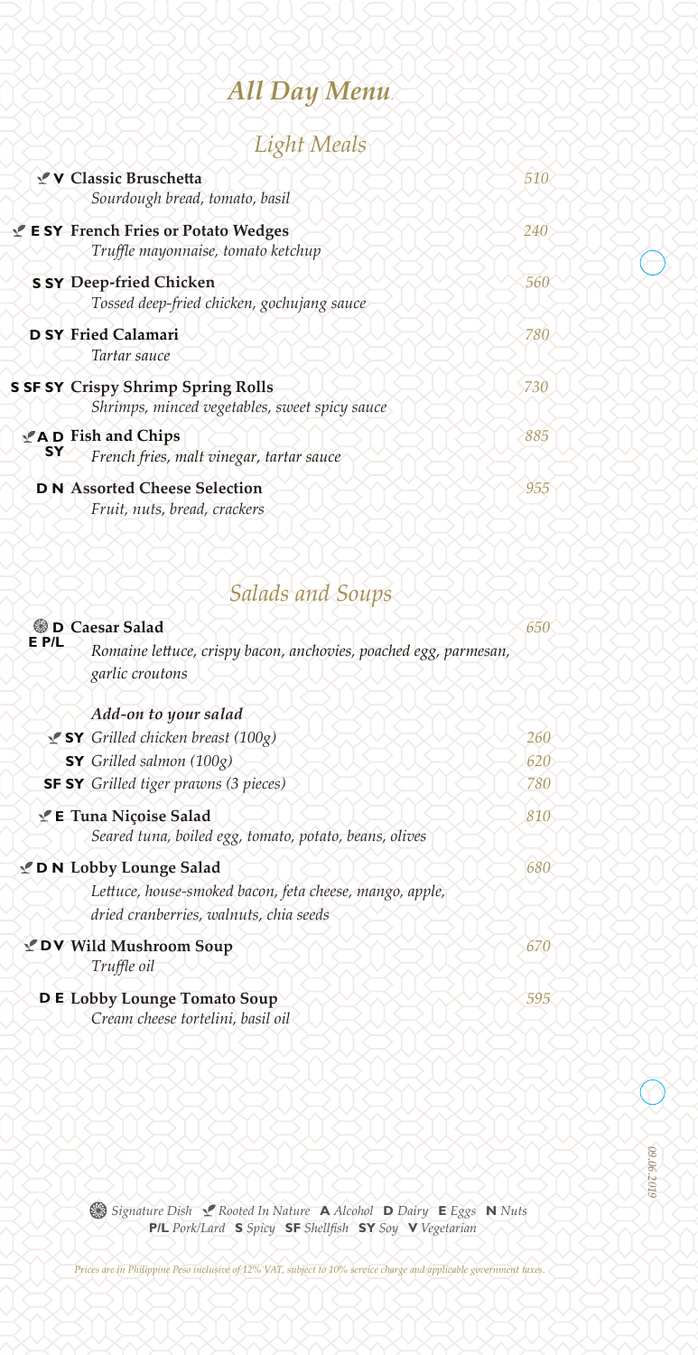# *All Day Menu*

## *Light Meals*

| | | |
|---|---|---|
| 🌿 **V** | **Classic Bruschetta**<br>*Sourdough bread, tomato, basil* | *510* |
| 🌿 **E SY** | **French Fries or Potato Wedges**<br>*Truffle mayonnaise, tomato ketchup* | *240* |
| **S SY** | **Deep-fried Chicken**<br>*Tossed deep-fried chicken, gochujang sauce* | *560* |
| **D SY** | **Fried Calamari**<br>*Tartar sauce* | *780* |
| **S SF SY** | **Crispy Shrimp Spring Rolls**<br>*Shrimps, minced vegetables, sweet spicy sauce* | *730* |
| 🌿 **A D SY** | **Fish and Chips**<br>*French fries, malt vinegar, tartar sauce* | *885* |
| **D N** | **Assorted Cheese Selection**<br>*Fruit, nuts, bread, crackers* | *955* |

## *Salads and Soups*

| | | |
|---|---|---|
| ❁ **D E P/L** | **Caesar Salad**<br>*Romaine lettuce, crispy bacon, anchovies, poached egg, parmesan, garlic croutons* | *650* |
| | ***Add-on to your salad*** | |
| 🌿 **SY** | *Grilled chicken breast (100g)* | *260* |
| **SY** | *Grilled salmon (100g)* | *620* |
| **SF SY** | *Grilled tiger prawns (3 pieces)* | *780* |
| 🌿 **E** | **Tuna Niçoise Salad**<br>*Seared tuna, boiled egg, tomato, potato, beans, olives* | *810* |
| 🌿 **D N** | **Lobby Lounge Salad**<br>*Lettuce, house-smoked bacon, feta cheese, mango, apple, dried cranberries, walnuts, chia seeds* | *680* |
| 🌿 **D V** | **Wild Mushroom Soup**<br>*Truffle oil* | *670* |
| **D E** | **Lobby Lounge Tomato Soup**<br>*Cream cheese tortelini, basil oil* | *595* |

❁ *Signature Dish* 🌿 *Rooted In Nature* **A** *Alcohol* **D** *Dairy* **E** *Eggs* **N** *Nuts* **P/L** *Pork/Lard* **S** *Spicy* **SF** *Shellfish* **SY** *Soy* **V** *Vegetarian*

*Prices are in Philippine Peso inclusive of 12% VAT, subject to 10% service charge and applicable government taxes.*

*09.06.2019*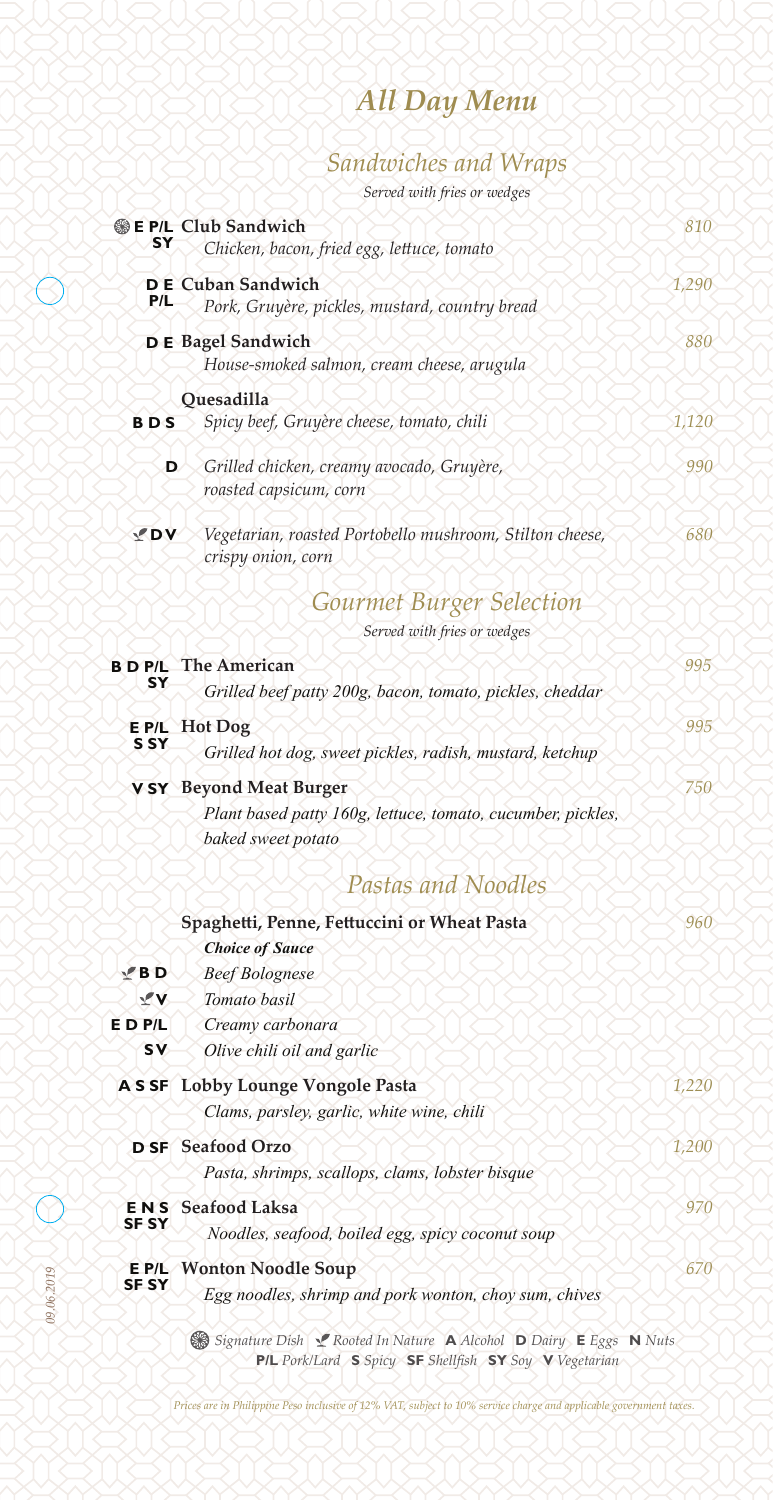# *All Day Menu*

## *Sandwiches and Wraps*

*Served with fries or wedges*

| Codes | Item | Price |
|---|---|---|
| ❁ E P/L SY | **Club Sandwich** <br> *Chicken, bacon, fried egg, lettuce, tomato* | *810* |
| D E P/L | **Cuban Sandwich** <br> *Pork, Gruyère, pickles, mustard, country bread* | *1,290* |
| D E | **Bagel Sandwich** <br> *House-smoked salmon, cream cheese, arugula* | *880* |
| | **Quesadilla** | |
| B D S | *Spicy beef, Gruyère cheese, tomato, chili* | *1,120* |
| D | *Grilled chicken, creamy avocado, Gruyère, roasted capsicum, corn* | *990* |
| 🌱 D V | *Vegetarian, roasted Portobello mushroom, Stilton cheese, crispy onion, corn* | *680* |

## *Gourmet Burger Selection*

*Served with fries or wedges*

| Codes | Item | Price |
|---|---|---|
| B D P/L SY | **The American** <br> *Grilled beef patty 200g, bacon, tomato, pickles, cheddar* | *995* |
| E P/L S SY | **Hot Dog** <br> *Grilled hot dog, sweet pickles, radish, mustard, ketchup* | *995* |
| V SY | **Beyond Meat Burger** <br> *Plant based patty 160g, lettuce, tomato, cucumber, pickles, baked sweet potato* | *750* |

## *Pastas and Noodles*

| Codes | Item | Price |
|---|---|---|
| | **Spaghetti, Penne, Fettuccini or Wheat Pasta** <br> ***Choice of Sauce*** | *960* |
| 🌱 B D | *Beef Bolognese* | |
| 🌱 V | *Tomato basil* | |
| E D P/L | *Creamy carbonara* | |
| S V | *Olive chili oil and garlic* | |
| A S SF | **Lobby Lounge Vongole Pasta** <br> *Clams, parsley, garlic, white wine, chili* | *1,220* |
| D SF | **Seafood Orzo** <br> *Pasta, shrimps, scallops, clams, lobster bisque* | *1,200* |
| E N S SF SY | **Seafood Laksa** <br> *Noodles, seafood, boiled egg, spicy coconut soup* | *970* |
| E P/L SF SY | **Wonton Noodle Soup** <br> *Egg noodles, shrimp and pork wonton, choy sum, chives* | *670* |

❁ *Signature Dish* 🌱 *Rooted In Nature* **A** *Alcohol* **D** *Dairy* **E** *Eggs* **N** *Nuts* **P/L** *Pork/Lard* **S** *Spicy* **SF** *Shellfish* **SY** *Soy* **V** *Vegetarian*

*Prices are in Philippine Peso inclusive of 12% VAT, subject to 10% service charge and applicable government taxes.*

*09.06.2019*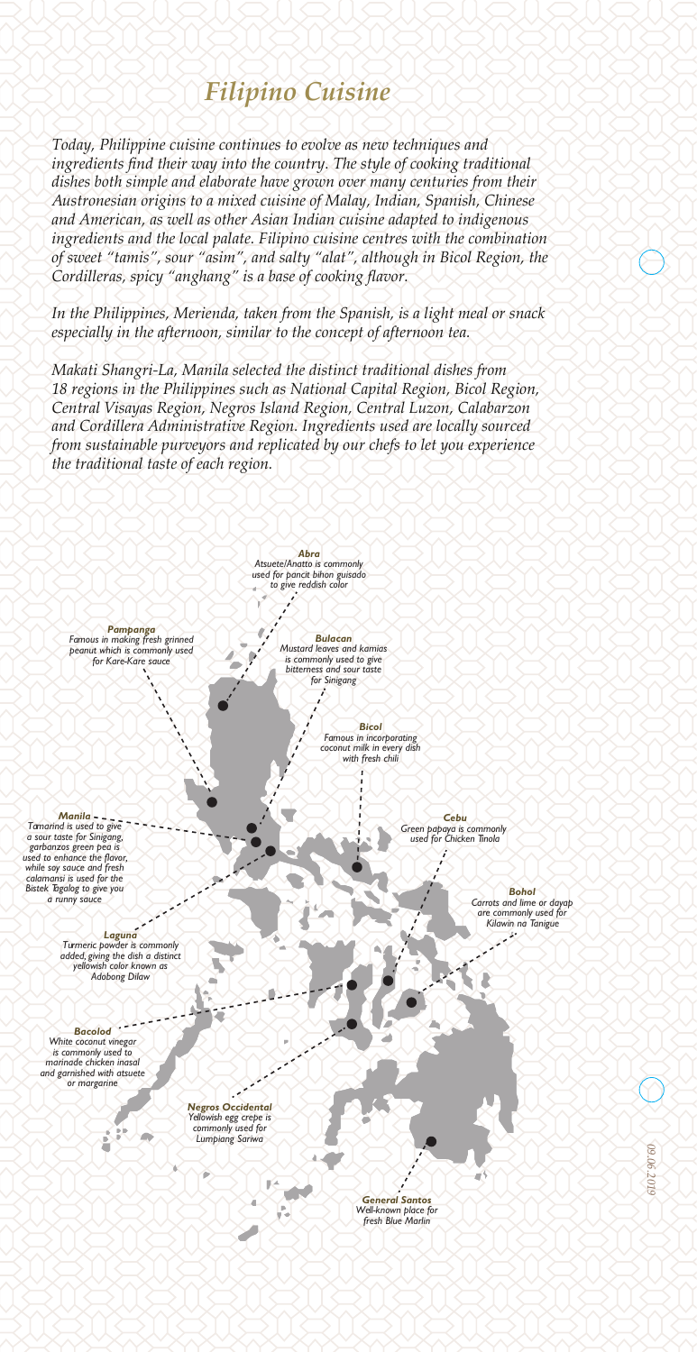# *Filipino Cuisine*

*Today, Philippine cuisine continues to evolve as new techniques and ingredients find their way into the country. The style of cooking traditional dishes both simple and elaborate have grown over many centuries from their Austronesian origins to a mixed cuisine of Malay, Indian, Spanish, Chinese and American, as well as other Asian Indian cuisine adapted to indigenous ingredients and the local palate. Filipino cuisine centres with the combination of sweet "tamis", sour "asim", and salty "alat", although in Bicol Region, the Cordilleras, spicy "anghang" is a base of cooking flavor.*

*In the Philippines, Merienda, taken from the Spanish, is a light meal or snack especially in the afternoon, similar to the concept of afternoon tea.*

*Makati Shangri-La, Manila selected the distinct traditional dishes from 18 regions in the Philippines such as National Capital Region, Bicol Region, Central Visayas Region, Negros Island Region, Central Luzon, Calabarzon and Cordillera Administrative Region. Ingredients used are locally sourced from sustainable purveyors and replicated by our chefs to let you experience the traditional taste of each region.*

***Abra***
*Atsuete/Anatto is commonly used for pancit bihon guisado to give reddish color*

***Pampanga***
*Famous in making fresh grinned peanut which is commonly used for Kare-Kare sauce*

***Bulacan***
*Mustard leaves and kamias is commonly used to give bitterness and sour taste for Sinigang*

***Bicol***
*Famous in incorporating coconut milk in every dish with fresh chili*

***Manila***
*Tamarind is used to give a sour taste for Sinigang, garbanzos green pea is used to enhance the flavor, while soy sauce and fresh calamansi is used for the Bistek Tagalog to give you a runny sauce*

***Cebu***
*Green papaya is commonly used for Chicken Tinola*

***Bohol***
*Carrots and lime or dayap are commonly used for Kilawin na Tanigue*

***Laguna***
*Turmeric powder is commonly added, giving the dish a distinct yellowish color known as Adobong Dilaw*

***Bacolod***
*White coconut vinegar is commonly used to marinade chicken inasal and garnished with atsuete or margarine*

***Negros Occidental***
*Yellowish egg crepe is commonly used for Lumpiang Sariwa*

***General Santos***
*Well-known place for fresh Blue Marlin*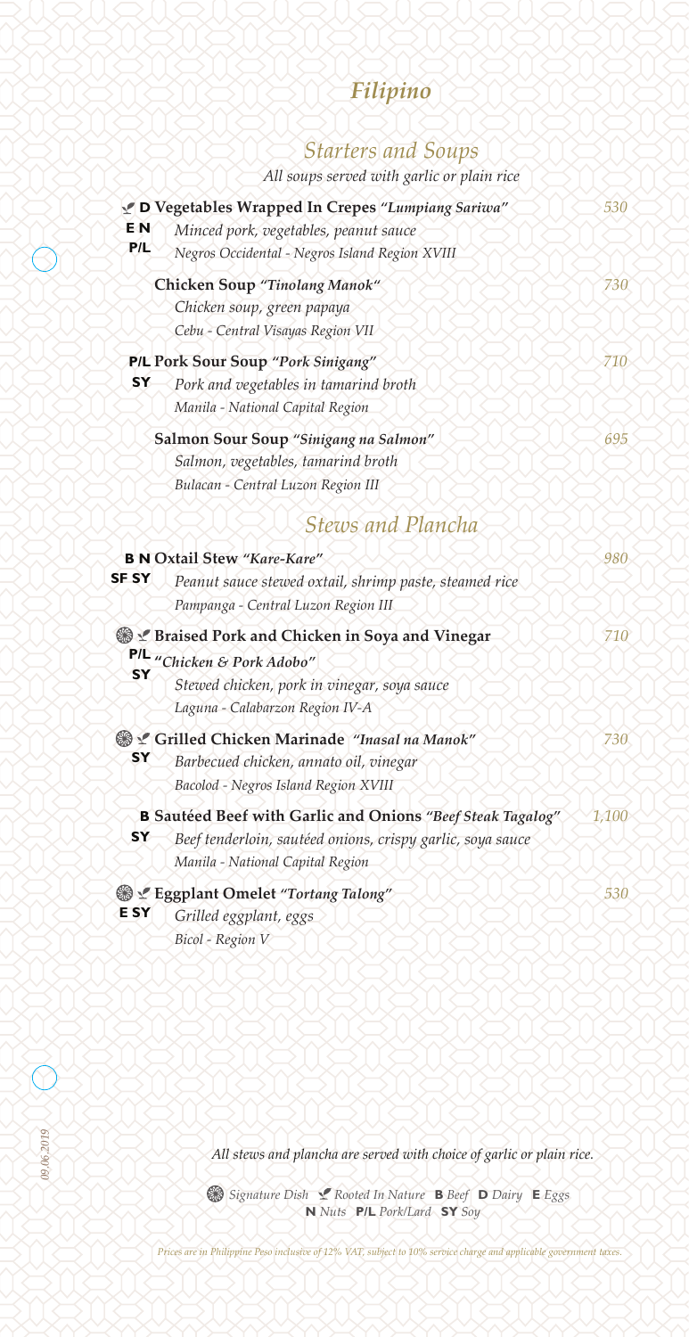# *Filipino*

## *Starters and Soups*

*All soups served with garlic or plain rice*

**🌱 D Vegetables Wrapped In Crepes *"Lumpiang Sariwa"*** — *530*
E N P/L
*Minced pork, vegetables, peanut sauce*
*Negros Occidental - Negros Island Region XVIII*

**Chicken Soup *"Tinolang Manok"*** — *730*
*Chicken soup, green papaya*
*Cebu - Central Visayas Region VII*

**P/L Pork Sour Soup *"Pork Sinigang"*** — *710*
SY
*Pork and vegetables in tamarind broth*
*Manila - National Capital Region*

**Salmon Sour Soup *"Sinigang na Salmon"*** — *695*
*Salmon, vegetables, tamarind broth*
*Bulacan - Central Luzon Region III*

## *Stews and Plancha*

**B N Oxtail Stew *"Kare-Kare"*** — *980*
SF SY
*Peanut sauce stewed oxtail, shrimp paste, steamed rice*
*Pampanga - Central Luzon Region III*

**❋ 🌱 Braised Pork and Chicken in Soya and Vinegar *"Chicken & Pork Adobo"*** — *710*
P/L SY
*Stewed chicken, pork in vinegar, soya sauce*
*Laguna - Calabarzon Region IV-A*

**❋ 🌱 Grilled Chicken Marinade *"Inasal na Manok"*** — *730*
SY
*Barbecued chicken, annato oil, vinegar*
*Bacolod - Negros Island Region XVIII*

**B Sautéed Beef with Garlic and Onions *"Beef Steak Tagalog"*** — *1,100*
SY
*Beef tenderloin, sautéed onions, crispy garlic, soya sauce*
*Manila - National Capital Region*

**❋ 🌱 Eggplant Omelet *"Tortang Talong"*** — *530*
E SY
*Grilled eggplant, eggs*
*Bicol - Region V*

*All stews and plancha are served with choice of garlic or plain rice.*

❋ *Signature Dish* 🌱 *Rooted In Nature* **B** *Beef* **D** *Dairy* **E** *Eggs* **N** *Nuts* **P/L** *Pork/Lard* **SY** *Soy*

*Prices are in Philippine Peso inclusive of 12% VAT, subject to 10% service charge and applicable government taxes.*

*09.06.2019*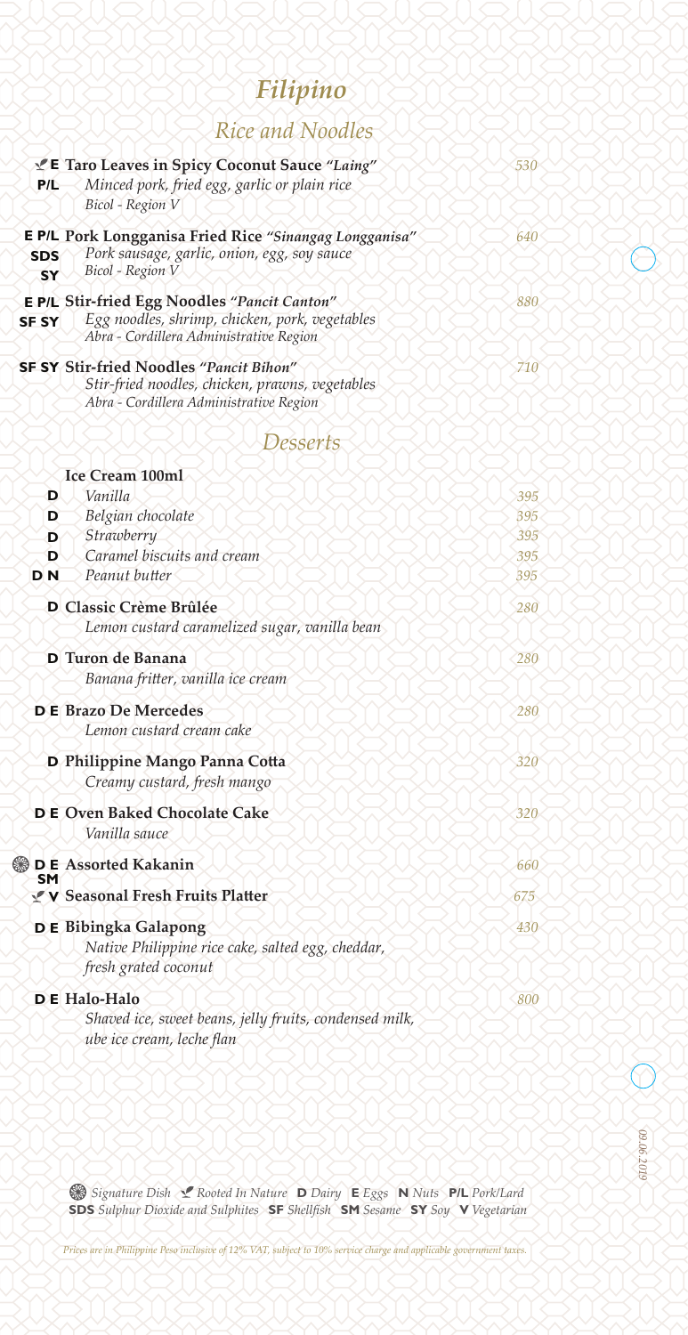# *Filipino*

## *Rice and Noodles*

**🌿 E P/L Taro Leaves in Spicy Coconut Sauce *"Laing"*** — *530*
*Minced pork, fried egg, garlic or plain rice*
*Bicol - Region V*

**E P/L SDS SY Pork Longganisa Fried Rice *"Sinangag Longganisa"*** — *640*
*Pork sausage, garlic, onion, egg, soy sauce*
*Bicol - Region V*

**E P/L SF SY Stir-fried Egg Noodles *"Pancit Canton"*** — *880*
*Egg noodles, shrimp, chicken, pork, vegetables*
*Abra - Cordillera Administrative Region*

**SF SY Stir-fried Noodles *"Pancit Bihon"*** — *710*
*Stir-fried noodles, chicken, prawns, vegetables*
*Abra - Cordillera Administrative Region*

## *Desserts*

**Ice Cream 100ml**

- **D** *Vanilla* — *395*
- **D** *Belgian chocolate* — *395*
- **D** *Strawberry* — *395*
- **D** *Caramel biscuits and cream* — *395*
- **D N** *Peanut butter* — *395*

**D Classic Crème Brûlée** — *280*
*Lemon custard caramelized sugar, vanilla bean*

**D Turon de Banana** — *280*
*Banana fritter, vanilla ice cream*

**D E Brazo De Mercedes** — *280*
*Lemon custard cream cake*

**D Philippine Mango Panna Cotta** — *320*
*Creamy custard, fresh mango*

**D E Oven Baked Chocolate Cake** — *320*
*Vanilla sauce*

**✿ D E SM Assorted Kakanin** — *660*

**🌿 V Seasonal Fresh Fruits Platter** — *675*

**D E Bibingka Galapong** — *430*
*Native Philippine rice cake, salted egg, cheddar, fresh grated coconut*

**D E Halo-Halo** — *800*
*Shaved ice, sweet beans, jelly fruits, condensed milk, ube ice cream, leche flan*

✿ *Signature Dish* 🌿 *Rooted In Nature* **D** *Dairy* **E** *Eggs* **N** *Nuts* **P/L** *Pork/Lard* **SDS** *Sulphur Dioxide and Sulphites* **SF** *Shellfish* **SM** *Sesame* **SY** *Soy* **V** *Vegetarian*

*Prices are in Philippine Peso inclusive of 12% VAT, subject to 10% service charge and applicable government taxes.*

*09.06.2019*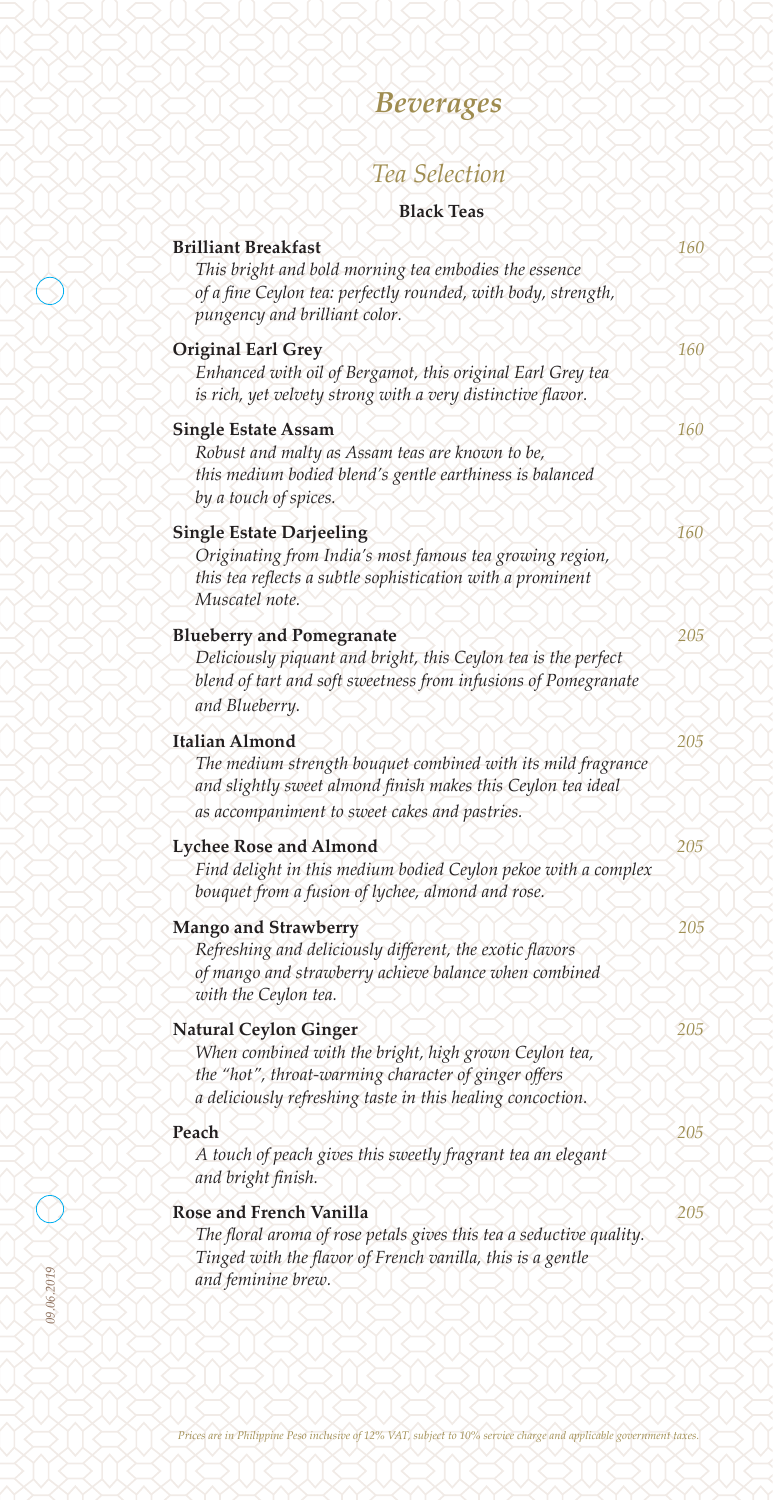# *Beverages*

## *Tea Selection*

### Black Teas

**Brilliant Breakfast** *160*
*This bright and bold morning tea embodies the essence of a fine Ceylon tea: perfectly rounded, with body, strength, pungency and brilliant color.*

**Original Earl Grey** *160*
*Enhanced with oil of Bergamot, this original Earl Grey tea is rich, yet velvety strong with a very distinctive flavor.*

**Single Estate Assam** *160*
*Robust and malty as Assam teas are known to be, this medium bodied blend's gentle earthiness is balanced by a touch of spices.*

**Single Estate Darjeeling** *160*
*Originating from India's most famous tea growing region, this tea reflects a subtle sophistication with a prominent Muscatel note.*

**Blueberry and Pomegranate** *205*
*Deliciously piquant and bright, this Ceylon tea is the perfect blend of tart and soft sweetness from infusions of Pomegranate and Blueberry.*

**Italian Almond** *205*
*The medium strength bouquet combined with its mild fragrance and slightly sweet almond finish makes this Ceylon tea ideal as accompaniment to sweet cakes and pastries.*

**Lychee Rose and Almond** *205*
*Find delight in this medium bodied Ceylon pekoe with a complex bouquet from a fusion of lychee, almond and rose.*

**Mango and Strawberry** *205*
*Refreshing and deliciously different, the exotic flavors of mango and strawberry achieve balance when combined with the Ceylon tea.*

**Natural Ceylon Ginger** *205*
*When combined with the bright, high grown Ceylon tea, the "hot", throat-warming character of ginger offers a deliciously refreshing taste in this healing concoction.*

**Peach** *205*
*A touch of peach gives this sweetly fragrant tea an elegant and bright finish.*

**Rose and French Vanilla** *205*
*The floral aroma of rose petals gives this tea a seductive quality. Tinged with the flavor of French vanilla, this is a gentle and feminine brew.*

*09.06.2019*

*Prices are in Philippine Peso inclusive of 12% VAT, subject to 10% service charge and applicable government taxes.*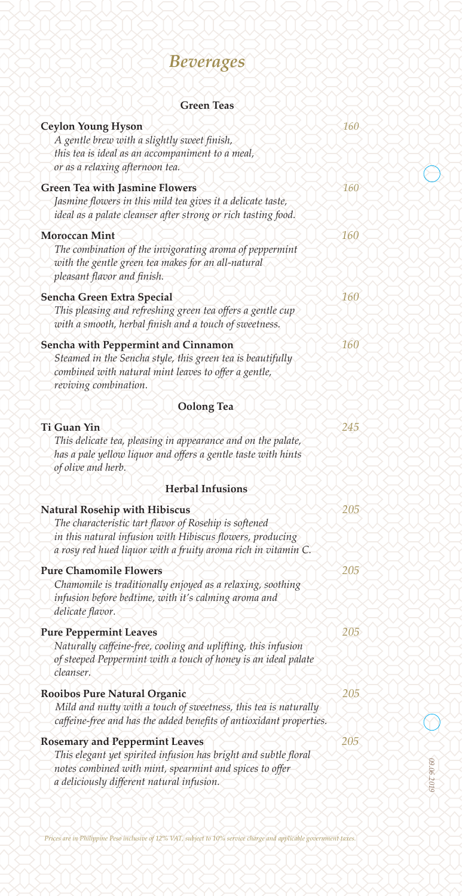# *Beverages*

## Green Teas

**Ceylon Young Hyson** *160*
*A gentle brew with a slightly sweet finish, this tea is ideal as an accompaniment to a meal, or as a relaxing afternoon tea.*

**Green Tea with Jasmine Flowers** *160*
*Jasmine flowers in this mild tea gives it a delicate taste, ideal as a palate cleanser after strong or rich tasting food.*

**Moroccan Mint** *160*
*The combination of the invigorating aroma of peppermint with the gentle green tea makes for an all-natural pleasant flavor and finish.*

**Sencha Green Extra Special** *160*
*This pleasing and refreshing green tea offers a gentle cup with a smooth, herbal finish and a touch of sweetness.*

**Sencha with Peppermint and Cinnamon** *160*
*Steamed in the Sencha style, this green tea is beautifully combined with natural mint leaves to offer a gentle, reviving combination.*

## Oolong Tea

**Ti Guan Yin** *245*
*This delicate tea, pleasing in appearance and on the palate, has a pale yellow liquor and offers a gentle taste with hints of olive and herb.*

## Herbal Infusions

**Natural Rosehip with Hibiscus** *205*
*The characteristic tart flavor of Rosehip is softened in this natural infusion with Hibiscus flowers, producing a rosy red hued liquor with a fruity aroma rich in vitamin C.*

**Pure Chamomile Flowers** *205*
*Chamomile is traditionally enjoyed as a relaxing, soothing infusion before bedtime, with it's calming aroma and delicate flavor.*

**Pure Peppermint Leaves** *205*
*Naturally caffeine-free, cooling and uplifting, this infusion of steeped Peppermint with a touch of honey is an ideal palate cleanser.*

**Rooibos Pure Natural Organic** *205*
*Mild and nutty with a touch of sweetness, this tea is naturally caffeine-free and has the added benefits of antioxidant properties.*

**Rosemary and Peppermint Leaves** *205*
*This elegant yet spirited infusion has bright and subtle floral notes combined with mint, spearmint and spices to offer a deliciously different natural infusion.*

*Prices are in Philippine Peso inclusive of 12% VAT, subject to 10% service charge and applicable government taxes.*

*09.06.2019*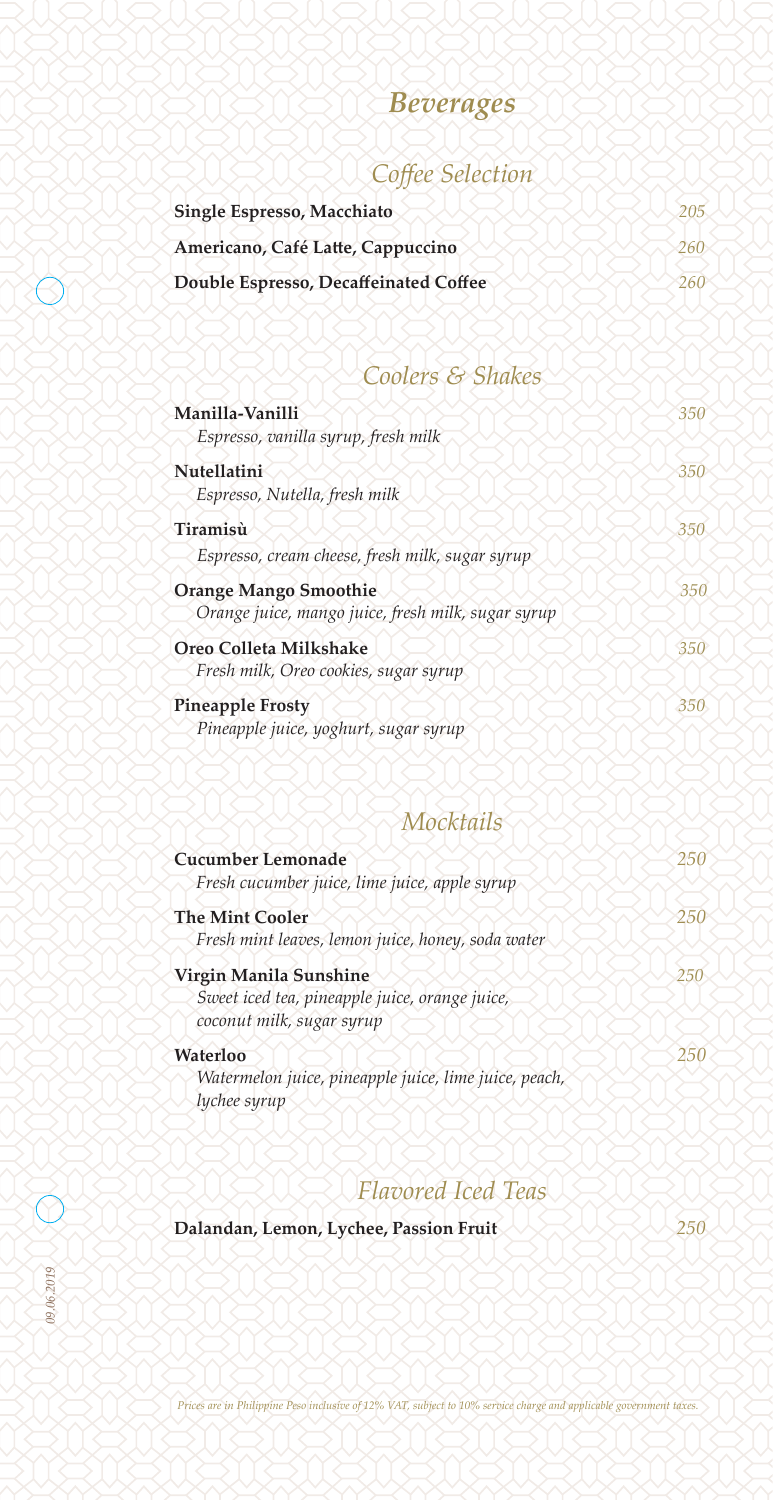# *Beverages*

## *Coffee Selection*

**Single Espresso, Macchiato** *205*

**Americano, Café Latte, Cappuccino** *260*

**Double Espresso, Decaffeinated Coffee** *260*

## *Coolers & Shakes*

**Manilla-Vanilli** *350*
*Espresso, vanilla syrup, fresh milk*

**Nutellatini** *350*
*Espresso, Nutella, fresh milk*

**Tiramisù** *350*
*Espresso, cream cheese, fresh milk, sugar syrup*

**Orange Mango Smoothie** *350*
*Orange juice, mango juice, fresh milk, sugar syrup*

**Oreo Colleta Milkshake** *350*
*Fresh milk, Oreo cookies, sugar syrup*

**Pineapple Frosty** *350*
*Pineapple juice, yoghurt, sugar syrup*

## *Mocktails*

**Cucumber Lemonade** *250*
*Fresh cucumber juice, lime juice, apple syrup*

**The Mint Cooler** *250*
*Fresh mint leaves, lemon juice, honey, soda water*

**Virgin Manila Sunshine** *250*
*Sweet iced tea, pineapple juice, orange juice, coconut milk, sugar syrup*

**Waterloo** *250*
*Watermelon juice, pineapple juice, lime juice, peach, lychee syrup*

## *Flavored Iced Teas*

**Dalandan, Lemon, Lychee, Passion Fruit** *250*

*09.06.2019*

*Prices are in Philippine Peso inclusive of 12% VAT, subject to 10% service charge and applicable government taxes.*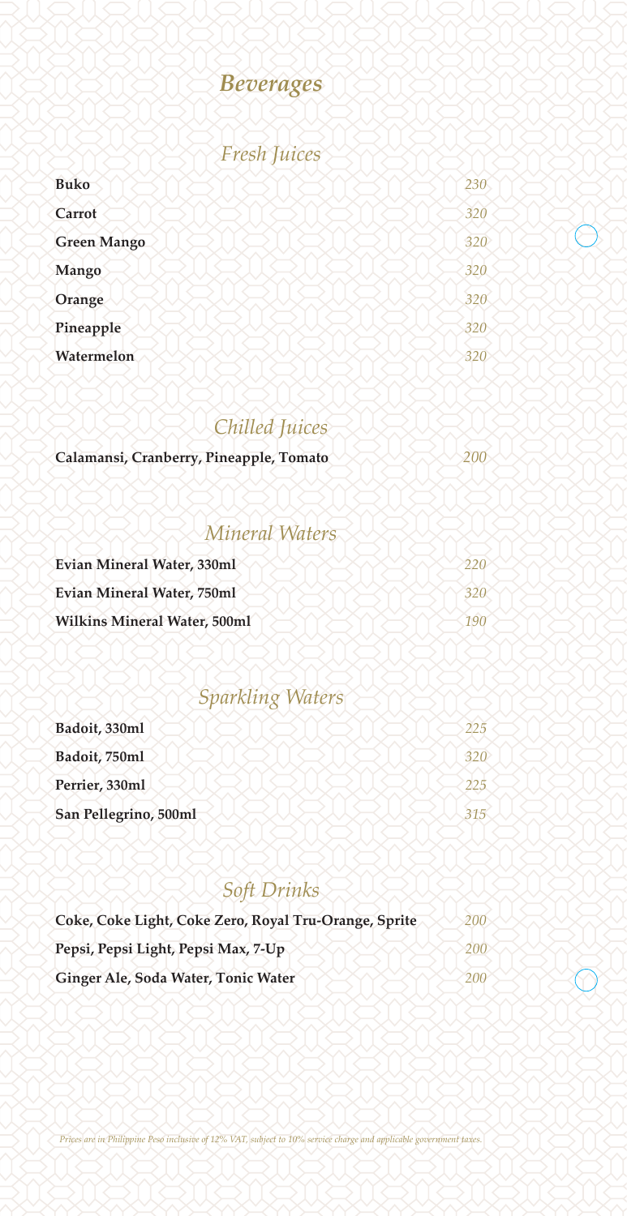# Beverages

## Fresh Juices

| | |
|---|---|
| **Buko** | *230* |
| **Carrot** | *320* |
| **Green Mango** | *320* |
| **Mango** | *320* |
| **Orange** | *320* |
| **Pineapple** | *320* |
| **Watermelon** | *320* |

## Chilled Juices

| | |
|---|---|
| **Calamansi, Cranberry, Pineapple, Tomato** | *200* |

## Mineral Waters

| | |
|---|---|
| **Evian Mineral Water, 330ml** | *220* |
| **Evian Mineral Water, 750ml** | *320* |
| **Wilkins Mineral Water, 500ml** | *190* |

## Sparkling Waters

| | |
|---|---|
| **Badoit, 330ml** | *225* |
| **Badoit, 750ml** | *320* |
| **Perrier, 330ml** | *225* |
| **San Pellegrino, 500ml** | *315* |

## Soft Drinks

| | |
|---|---|
| **Coke, Coke Light, Coke Zero, Royal Tru-Orange, Sprite** | *200* |
| **Pepsi, Pepsi Light, Pepsi Max, 7-Up** | *200* |
| **Ginger Ale, Soda Water, Tonic Water** | *200* |

*Prices are in Philippine Peso inclusive of 12% VAT, subject to 10% service charge and applicable government taxes.*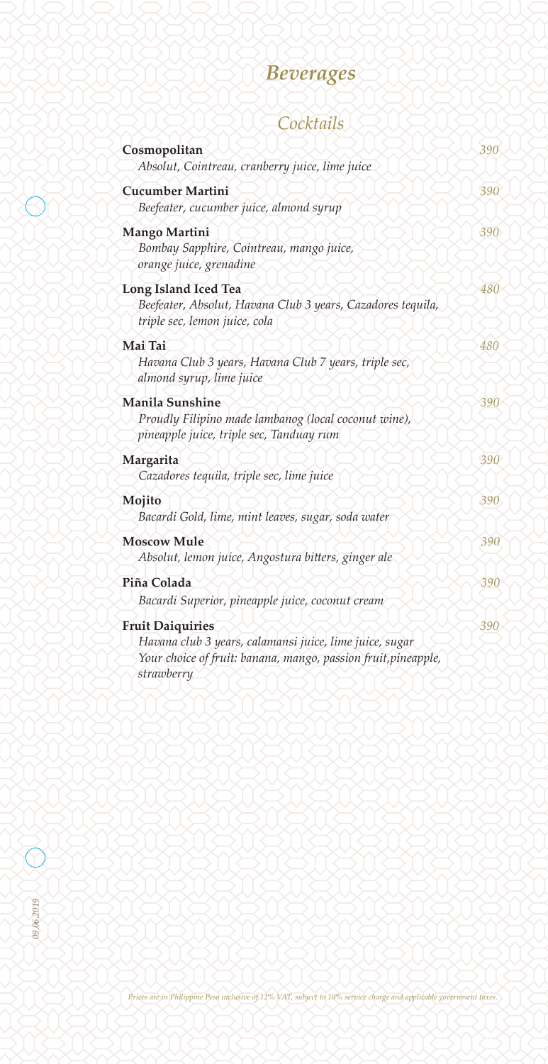# *Beverages*

## *Cocktails*

**Cosmopolitan** *390*
*Absolut, Cointreau, cranberry juice, lime juice*

**Cucumber Martini** *390*
*Beefeater, cucumber juice, almond syrup*

**Mango Martini** *390*
*Bombay Sapphire, Cointreau, mango juice, orange juice, grenadine*

**Long Island Iced Tea** *480*
*Beefeater, Absolut, Havana Club 3 years, Cazadores tequila, triple sec, lemon juice, cola*

**Mai Tai** *480*
*Havana Club 3 years, Havana Club 7 years, triple sec, almond syrup, lime juice*

**Manila Sunshine** *390*
*Proudly Filipino made lambanog (local coconut wine), pineapple juice, triple sec, Tanduay rum*

**Margarita** *390*
*Cazadores tequila, triple sec, lime juice*

**Mojito** *390*
*Bacardi Gold, lime, mint leaves, sugar, soda water*

**Moscow Mule** *390*
*Absolut, lemon juice, Angostura bitters, ginger ale*

**Piña Colada** *390*
*Bacardi Superior, pineapple juice, coconut cream*

**Fruit Daiquiries** *390*
*Havana club 3 years, calamansi juice, lime juice, sugar*
*Your choice of fruit: banana, mango, passion fruit,pineapple, strawberry*

*09.06.2019*

*Prices are in Philippine Peso inclusive of 12% VAT, subject to 10% service charge and applicable government taxes.*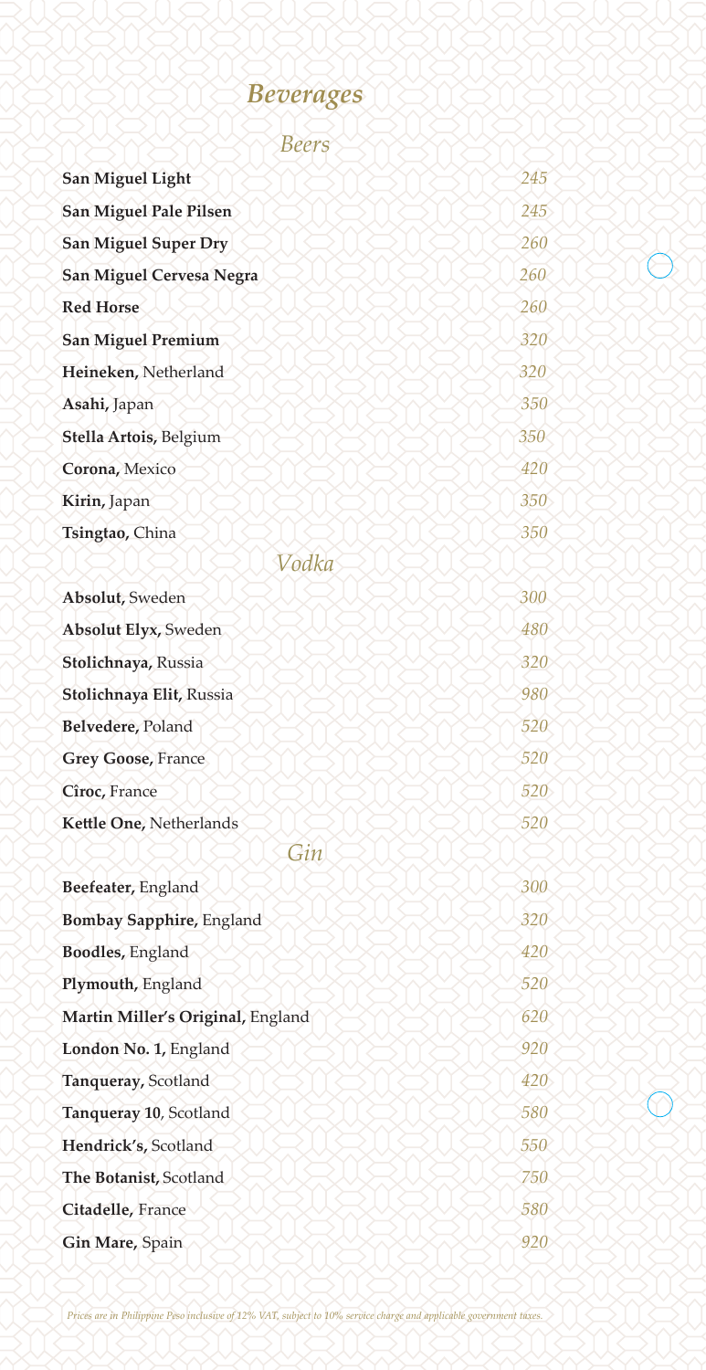# *Beverages*

## *Beers*

| | |
|---|---|
| **San Miguel Light** | *245* |
| **San Miguel Pale Pilsen** | *245* |
| **San Miguel Super Dry** | *260* |
| **San Miguel Cervesa Negra** | *260* |
| **Red Horse** | *260* |
| **San Miguel Premium** | *320* |
| **Heineken,** Netherland | *320* |
| **Asahi,** Japan | *350* |
| **Stella Artois,** Belgium | *350* |
| **Corona,** Mexico | *420* |
| **Kirin,** Japan | *350* |
| **Tsingtao,** China | *350* |

## *Vodka*

| | |
|---|---|
| **Absolut,** Sweden | *300* |
| **Absolut Elyx,** Sweden | *480* |
| **Stolichnaya,** Russia | *320* |
| **Stolichnaya Elit,** Russia | *980* |
| **Belvedere,** Poland | *520* |
| **Grey Goose,** France | *520* |
| **Cîroc,** France | *520* |
| **Kettle One,** Netherlands | *520* |

## *Gin*

| | |
|---|---|
| **Beefeater,** England | *300* |
| **Bombay Sapphire,** England | *320* |
| **Boodles,** England | *420* |
| **Plymouth,** England | *520* |
| **Martin Miller's Original,** England | *620* |
| **London No. 1,** England | *920* |
| **Tanqueray,** Scotland | *420* |
| **Tanqueray 10**, Scotland | *580* |
| **Hendrick's,** Scotland | *550* |
| **The Botanist,** Scotland | *750* |
| **Citadelle,** France | *580* |
| **Gin Mare,** Spain | *920* |

*Prices are in Philippine Peso inclusive of 12% VAT, subject to 10% service charge and applicable government taxes.*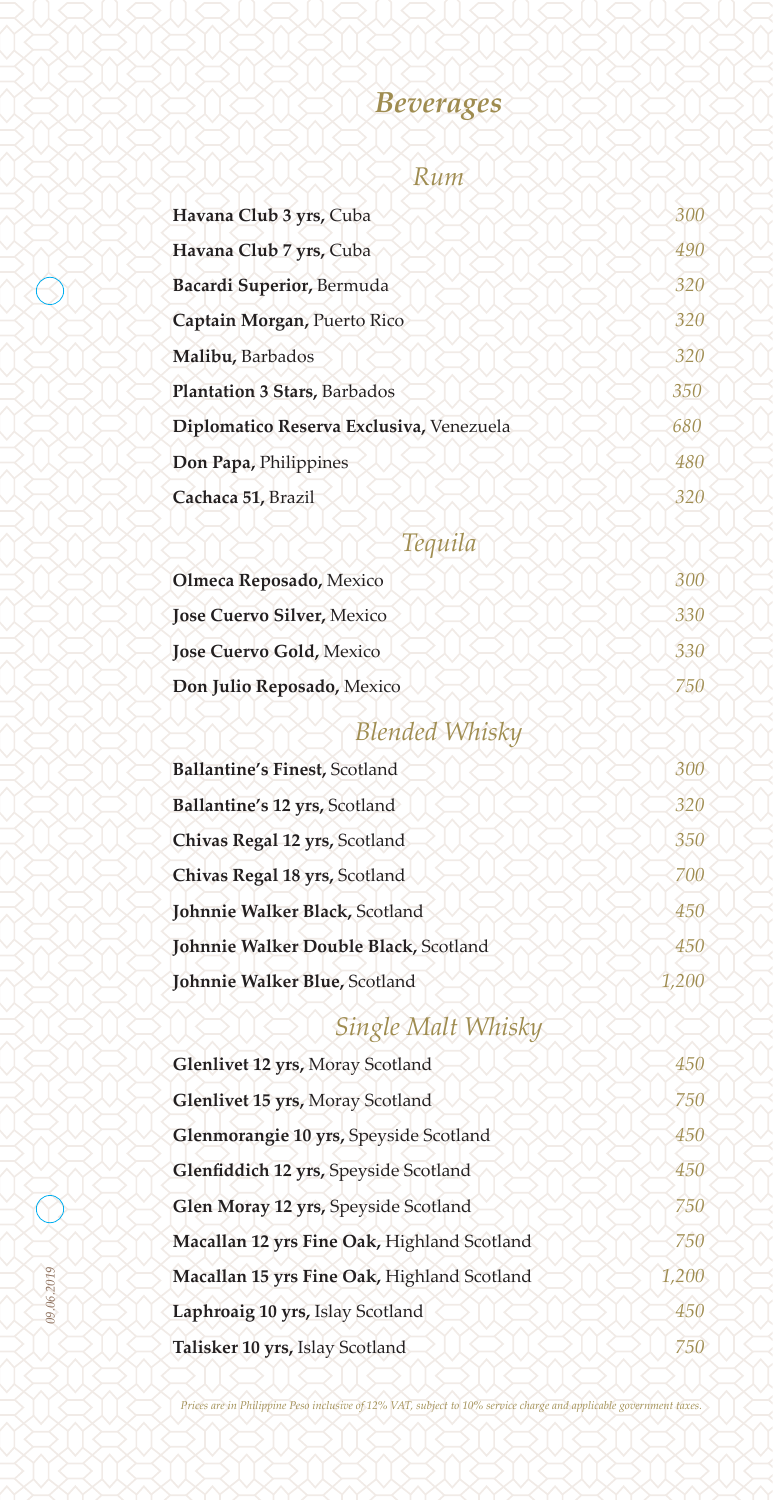# *Beverages*

## *Rum*

| | |
|---|---|
| **Havana Club 3 yrs,** Cuba | *300* |
| **Havana Club 7 yrs,** Cuba | *490* |
| **Bacardi Superior,** Bermuda | *320* |
| **Captain Morgan,** Puerto Rico | *320* |
| **Malibu,** Barbados | *320* |
| **Plantation 3 Stars,** Barbados | *350* |
| **Diplomatico Reserva Exclusiva,** Venezuela | *680* |
| **Don Papa,** Philippines | *480* |
| **Cachaca 51,** Brazil | *320* |

## *Tequila*

| | |
|---|---|
| **Olmeca Reposado,** Mexico | *300* |
| **Jose Cuervo Silver,** Mexico | *330* |
| **Jose Cuervo Gold,** Mexico | *330* |
| **Don Julio Reposado,** Mexico | *750* |

## *Blended Whisky*

| | |
|---|---|
| **Ballantine's Finest,** Scotland | *300* |
| **Ballantine's 12 yrs,** Scotland | *320* |
| **Chivas Regal 12 yrs,** Scotland | *350* |
| **Chivas Regal 18 yrs,** Scotland | *700* |
| **Johnnie Walker Black,** Scotland | *450* |
| **Johnnie Walker Double Black,** Scotland | *450* |
| **Johnnie Walker Blue,** Scotland | *1,200* |

## *Single Malt Whisky*

| | |
|---|---|
| **Glenlivet 12 yrs,** Moray Scotland | *450* |
| **Glenlivet 15 yrs,** Moray Scotland | *750* |
| **Glenmorangie 10 yrs,** Speyside Scotland | *450* |
| **Glenfiddich 12 yrs,** Speyside Scotland | *450* |
| **Glen Moray 12 yrs,** Speyside Scotland | *750* |
| **Macallan 12 yrs Fine Oak,** Highland Scotland | *750* |
| **Macallan 15 yrs Fine Oak,** Highland Scotland | *1,200* |
| **Laphroaig 10 yrs,** Islay Scotland | *450* |
| **Talisker 10 yrs,** Islay Scotland | *750* |

*Prices are in Philippine Peso inclusive of 12% VAT, subject to 10% service charge and applicable government taxes.*

*09.06.2019*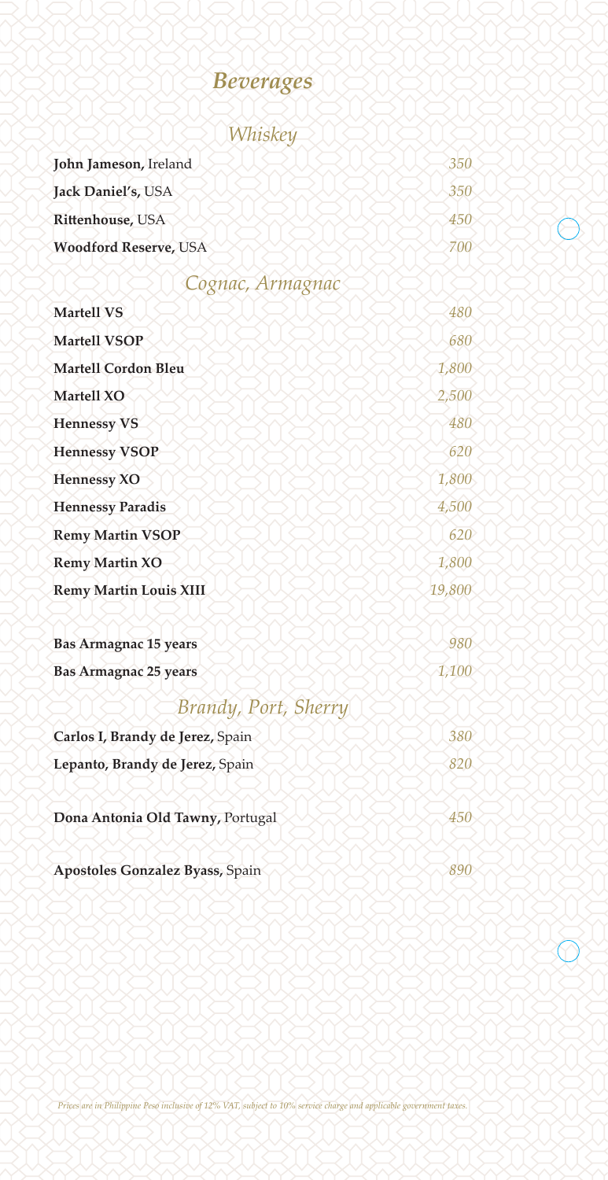# *Beverages*

## *Whiskey*

| | |
|---|---|
| **John Jameson,** Ireland | *350* |
| **Jack Daniel's,** USA | *350* |
| **Rittenhouse,** USA | *450* |
| **Woodford Reserve,** USA | *700* |

## *Cognac, Armagnac*

| | |
|---|---|
| **Martell VS** | *480* |
| **Martell VSOP** | *680* |
| **Martell Cordon Bleu** | *1,800* |
| **Martell XO** | *2,500* |
| **Hennessy VS** | *480* |
| **Hennessy VSOP** | *620* |
| **Hennessy XO** | *1,800* |
| **Hennessy Paradis** | *4,500* |
| **Remy Martin VSOP** | *620* |
| **Remy Martin XO** | *1,800* |
| **Remy Martin Louis XIII** | *19,800* |
| | |
| **Bas Armagnac 15 years** | *980* |
| **Bas Armagnac 25 years** | *1,100* |

## *Brandy, Port, Sherry*

| | |
|---|---|
| **Carlos I, Brandy de Jerez,** Spain | *380* |
| **Lepanto, Brandy de Jerez,** Spain | *820* |
| | |
| **Dona Antonia Old Tawny,** Portugal | *450* |
| | |
| **Apostoles Gonzalez Byass,** Spain | *890* |

*Prices are in Philippine Peso inclusive of 12% VAT, subject to 10% service charge and applicable government taxes.*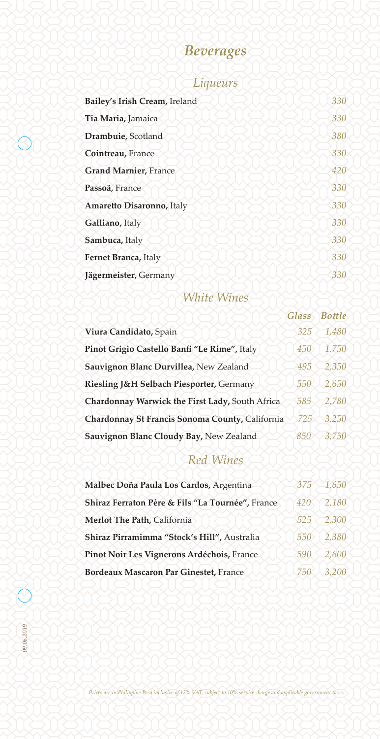# *Beverages*

## *Liqueurs*

| Item | Price |
|---|---|
| **Bailey's Irish Cream,** Ireland | *330* |
| **Tia Maria,** Jamaica | *330* |
| **Drambuie,** Scotland | *380* |
| **Cointreau,** France | *330* |
| **Grand Marnier,** France | *420* |
| **Passoã,** France | *330* |
| **Amaretto Disaronno,** Italy | *330* |
| **Galliano,** Italy | *330* |
| **Sambuca,** Italy | *330* |
| **Fernet Branca,** Italy | *330* |
| **Jägermeister,** Germany | *330* |

## *White Wines*

| | *Glass* | *Bottle* |
|---|---|---|
| **Viura Candidato,** Spain | *325* | *1,480* |
| **Pinot Grigio Castello Banfi "Le Rime",** Italy | *450* | *1,750* |
| **Sauvignon Blanc Durvillea,** New Zealand | *495* | *2,350* |
| **Riesling J&H Selbach Piesporter,** Germany | *550* | *2,650* |
| **Chardonnay Warwick the First Lady,** South Africa | *585* | *2,780* |
| **Chardonnay St Francis Sonoma County,** California | *725* | *3,250* |
| **Sauvignon Blanc Cloudy Bay,** New Zealand | *850* | *3,750* |

## *Red Wines*

| | *Glass* | *Bottle* |
|---|---|---|
| **Malbec Doña Paula Los Cardos,** Argentina | *375* | *1,650* |
| **Shiraz Ferraton Père & Fils "La Tournée",** France | *420* | *2,180* |
| **Merlot The Path,** California | *525* | *2,300* |
| **Shiraz Pirramimma "Stock's Hill",** Australia | *550* | *2,380* |
| **Pinot Noir Les Vignerons Ardéchois,** France | *590* | *2,600* |
| **Bordeaux Mascaron Par Ginestet,** France | *750* | *3,200* |

*09.06.2019*

*Prices are in Philippine Peso inclusive of 12% VAT, subject to 10% service charge and applicable government taxes.*